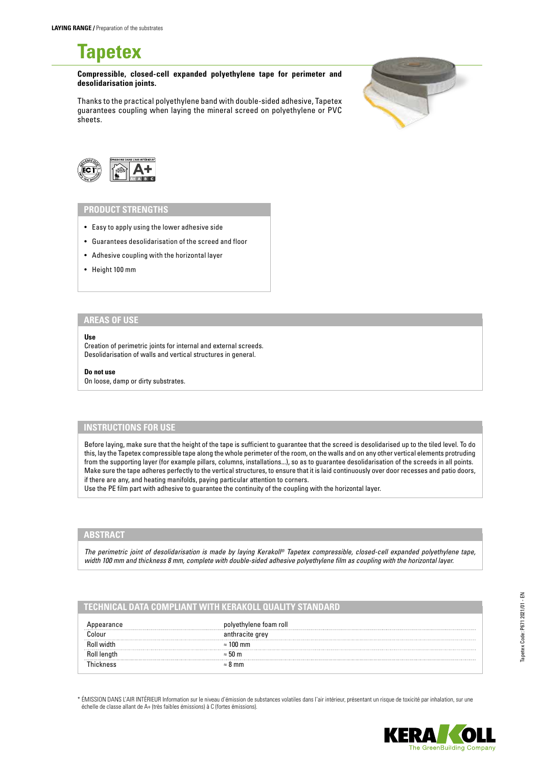**LAYING RANGE /** Preparation of the substrates

# Tapetex

**Compressible, closed-cell expanded polyethylene tape for perimeter and desolidarisation joints.**

Thanks to the practical polyethylene band with double-sided adhesive, Tapetex guarantees coupling when laying the mineral screed on polyethylene or PVC sheets.

## PRODUCT STRENGTHS

- Easy to apply using the lower adhesive side
- Guarantees desolidarisation of the screed and floor
- Adhesive coupling with the horizontal layer
- Height 100 mm

## AREAS OF USE

**Use**
Creation of perimetric joints for internal and external screeds.
Desolidarisation of walls and vertical structures in general.

**Do not use**
On loose, damp or dirty substrates.

## INSTRUCTIONS FOR USE

Before laying, make sure that the height of the tape is sufficient to guarantee that the screed is desolidarised up to the tiled level. To do this, lay the Tapetex compressible tape along the whole perimeter of the room, on the walls and on any other vertical elements protruding from the supporting layer (for example pillars, columns, installations...), so as to guarantee desolidarisation of the screeds in all points. Make sure the tape adheres perfectly to the vertical structures, to ensure that it is laid continuously over door recesses and patio doors, if there are any, and heating manifolds, paying particular attention to corners.
Use the PE film part with adhesive to guarantee the continuity of the coupling with the horizontal layer.

## ABSTRACT

*The perimetric joint of desolidarisation is made by laying Kerakoll® Tapetex compressible, closed-cell expanded polyethylene tape, width 100 mm and thickness 8 mm, complete with double-sided adhesive polyethylene film as coupling with the horizontal layer.*

## TECHNICAL DATA COMPLIANT WITH KERAKOLL QUALITY STANDARD

| | |
|---|---|
| Appearance | polyethylene foam roll |
| Colour | anthracite grey |
| Roll width | ≈ 100 mm |
| Roll length | ≈ 50 m |
| Thickness | ≈ 8 mm |

\* ÉMISSION DANS L'AIR INTÉRIEUR Information sur le niveau d'émission de substances volatiles dans l'air intérieur, présentant un risque de toxicité par inhalation, sur une échelle de classe allant de A+ (très faibles émissions) à C (fortes émissions).

Tapetex Code: P671 2021/01 - EN

KERAKOLL The GreenBuilding Company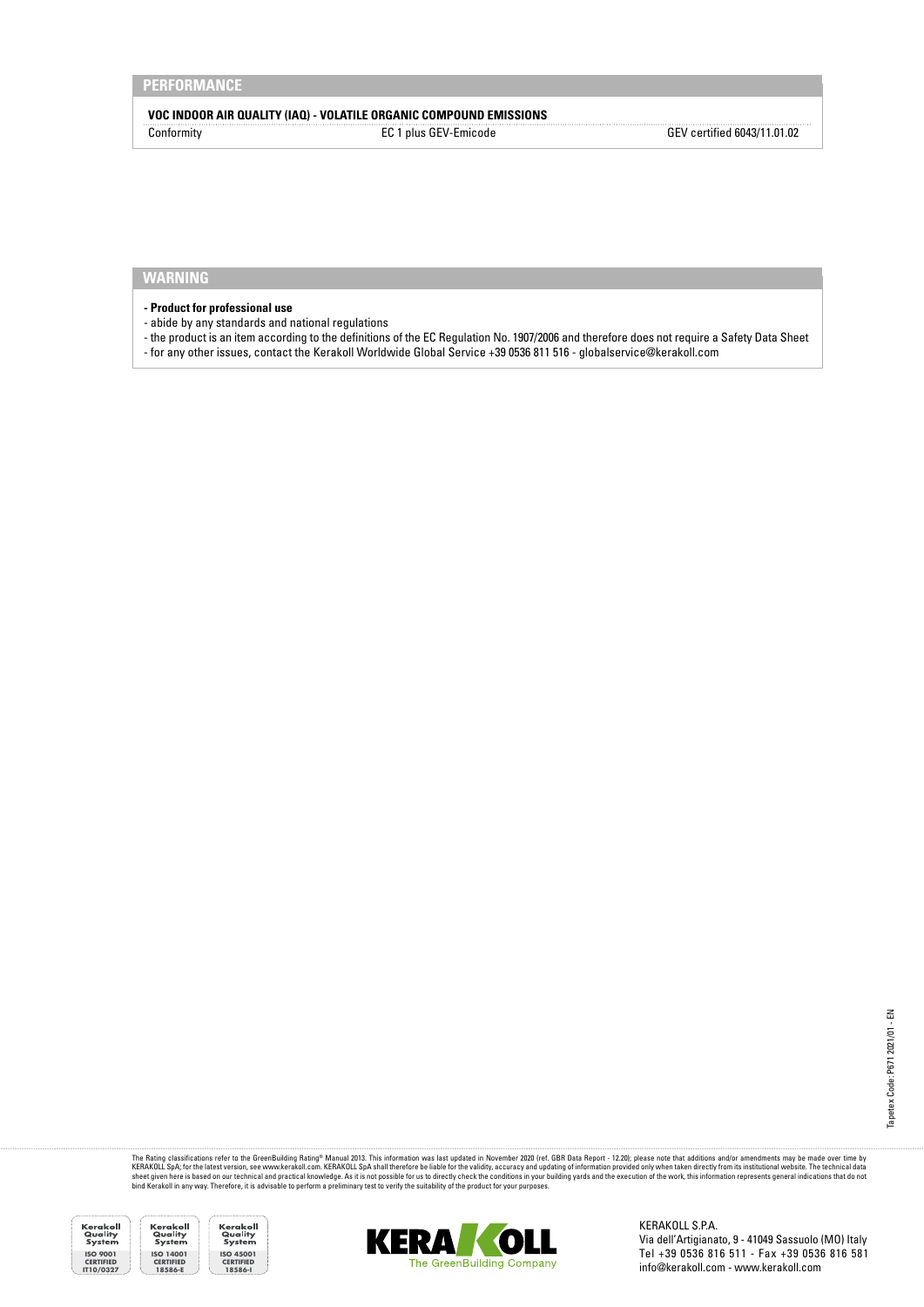## PERFORMANCE

**VOC INDOOR AIR QUALITY (IAQ) - VOLATILE ORGANIC COMPOUND EMISSIONS**

| | | |
|---|---|---|
| Conformity | EC 1 plus GEV-Emicode | GEV certified 6043/11.01.02 |

## WARNING

- **Product for professional use**
- abide by any standards and national regulations
- the product is an item according to the definitions of the EC Regulation No. 1907/2006 and therefore does not require a Safety Data Sheet
- for any other issues, contact the Kerakoll Worldwide Global Service +39 0536 811 516 - globalservice@kerakoll.com

Tapetex Code: P671 2021/01 - EN

The Rating classifications refer to the GreenBuilding Rating® Manual 2013. This information was last updated in November 2020 (ref. GBR Data Report - 12.20); please note that additions and/or amendments may be made over time by KERAKOLL SpA; for the latest version, see www.kerakoll.com. KERAKOLL SpA shall therefore be liable for the validity, accuracy and updating of information provided only when taken directly from its institutional website. The technical data sheet given here is based on our technical and practical knowledge. As it is not possible for us to directly check the conditions in your building yards and the execution of the work, this information represents general indications that do not bind Kerakoll in any way. Therefore, it is advisable to perform a preliminary test to verify the suitability of the product for your purposes.

Kerakoll Quality System ISO 9001 CERTIFIED IT10/0327

Kerakoll Quality System ISO 14001 CERTIFIED 18586-E

Kerakoll Quality System ISO 45001 CERTIFIED 18586-I

KERAKOLL The GreenBuilding Company

KERAKOLL S.P.A.
Via dell'Artigianato, 9 - 41049 Sassuolo (MO) Italy
Tel +39 0536 816 511 - Fax +39 0536 816 581
info@kerakoll.com - www.kerakoll.com